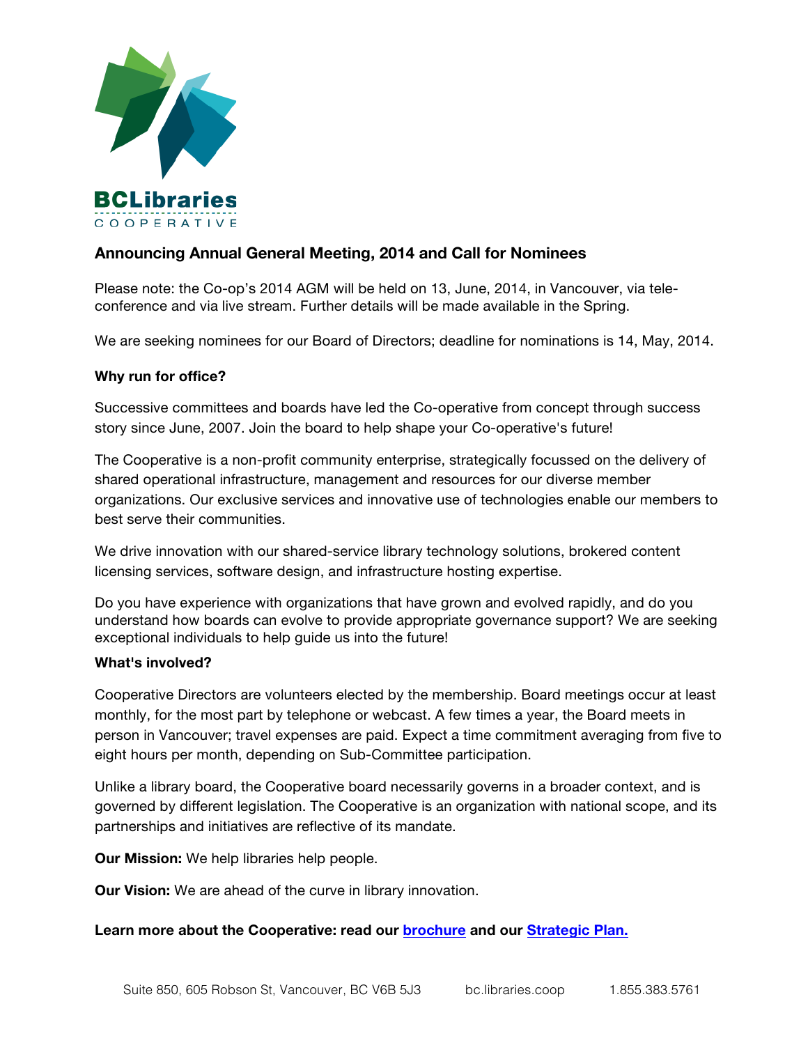BCLibraries
COOPERATIVE

## Announcing Annual General Meeting, 2014 and Call for Nominees

Please note: the Co-op's 2014 AGM will be held on 13, June, 2014, in Vancouver, via tele-conference and via live stream. Further details will be made available in the Spring.

We are seeking nominees for our Board of Directors; deadline for nominations is 14, May, 2014.

### Why run for office?

Successive committees and boards have led the Co-operative from concept through success story since June, 2007. Join the board to help shape your Co-operative's future!

The Cooperative is a non-profit community enterprise, strategically focussed on the delivery of shared operational infrastructure, management and resources for our diverse member organizations. Our exclusive services and innovative use of technologies enable our members to best serve their communities.

We drive innovation with our shared-service library technology solutions, brokered content licensing services, software design, and infrastructure hosting expertise.

Do you have experience with organizations that have grown and evolved rapidly, and do you understand how boards can evolve to provide appropriate governance support? We are seeking exceptional individuals to help guide us into the future!

### What's involved?

Cooperative Directors are volunteers elected by the membership. Board meetings occur at least monthly, for the most part by telephone or webcast. A few times a year, the Board meets in person in Vancouver; travel expenses are paid. Expect a time commitment averaging from five to eight hours per month, depending on Sub-Committee participation.

Unlike a library board, the Cooperative board necessarily governs in a broader context, and is governed by different legislation. The Cooperative is an organization with national scope, and its partnerships and initiatives are reflective of its mandate.

**Our Mission:** We help libraries help people.

**Our Vision:** We are ahead of the curve in library innovation.

**Learn more about the Cooperative: read our brochure and our Strategic Plan.**

Suite 850, 605 Robson St, Vancouver, BC V6B 5J3 bc.libraries.coop 1.855.383.5761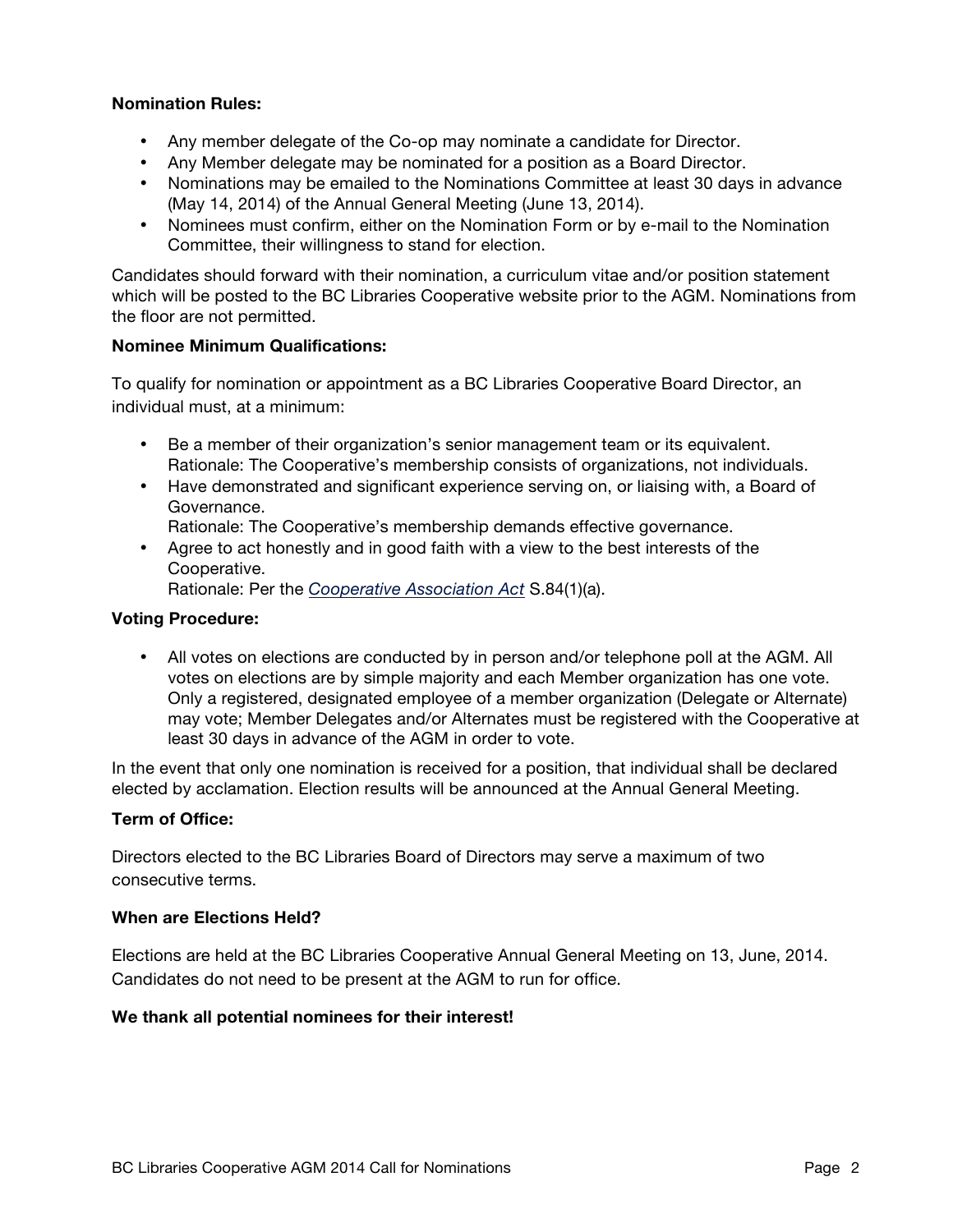**Nomination Rules:**

- Any member delegate of the Co-op may nominate a candidate for Director.
- Any Member delegate may be nominated for a position as a Board Director.
- Nominations may be emailed to the Nominations Committee at least 30 days in advance (May 14, 2014) of the Annual General Meeting (June 13, 2014).
- Nominees must confirm, either on the Nomination Form or by e-mail to the Nomination Committee, their willingness to stand for election.

Candidates should forward with their nomination, a curriculum vitae and/or position statement which will be posted to the BC Libraries Cooperative website prior to the AGM. Nominations from the floor are not permitted.

**Nominee Minimum Qualifications:**

To qualify for nomination or appointment as a BC Libraries Cooperative Board Director, an individual must, at a minimum:

- Be a member of their organization's senior management team or its equivalent.
  Rationale: The Cooperative's membership consists of organizations, not individuals.
- Have demonstrated and significant experience serving on, or liaising with, a Board of Governance.
  Rationale: The Cooperative's membership demands effective governance.
- Agree to act honestly and in good faith with a view to the best interests of the Cooperative.
  Rationale: Per the *Cooperative Association Act* S.84(1)(a).

**Voting Procedure:**

- All votes on elections are conducted by in person and/or telephone poll at the AGM. All votes on elections are by simple majority and each Member organization has one vote. Only a registered, designated employee of a member organization (Delegate or Alternate) may vote; Member Delegates and/or Alternates must be registered with the Cooperative at least 30 days in advance of the AGM in order to vote.

In the event that only one nomination is received for a position, that individual shall be declared elected by acclamation. Election results will be announced at the Annual General Meeting.

**Term of Office:**

Directors elected to the BC Libraries Board of Directors may serve a maximum of two consecutive terms.

**When are Elections Held?**

Elections are held at the BC Libraries Cooperative Annual General Meeting on 13, June, 2014. Candidates do not need to be present at the AGM to run for office.

**We thank all potential nominees for their interest!**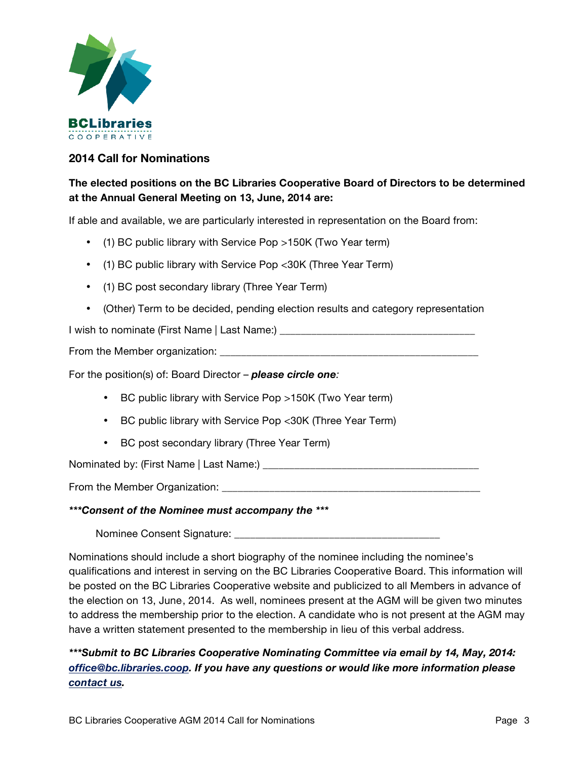**BCLibraries**
COOPERATIVE

## 2014 Call for Nominations

**The elected positions on the BC Libraries Cooperative Board of Directors to be determined at the Annual General Meeting on 13, June, 2014 are:**

If able and available, we are particularly interested in representation on the Board from:

- (1) BC public library with Service Pop >150K (Two Year term)
- (1) BC public library with Service Pop <30K (Three Year Term)
- (1) BC post secondary library (Three Year Term)
- (Other) Term to be decided, pending election results and category representation

I wish to nominate (First Name | Last Name:) ___________________________________

From the Member organization: ______________________________________________

For the position(s) of: Board Director – ***please circle one****:*

- BC public library with Service Pop >150K (Two Year term)
- BC public library with Service Pop <30K (Three Year Term)
- BC post secondary library (Three Year Term)

Nominated by: (First Name | Last Name:) _____________________________________

From the Member Organization: _____________________________________________

***\*\*\*Consent of the Nominee must accompany the \*\*\****

Nominee Consent Signature: ___________________________________

Nominations should include a short biography of the nominee including the nominee's qualifications and interest in serving on the BC Libraries Cooperative Board. This information will be posted on the BC Libraries Cooperative website and publicized to all Members in advance of the election on 13, June, 2014. As well, nominees present at the AGM will be given two minutes to address the membership prior to the election. A candidate who is not present at the AGM may have a written statement presented to the membership in lieu of this verbal address.

***\*\*\*Submit to BC Libraries Cooperative Nominating Committee via email by 14, May, 2014: office@bc.libraries.coop. If you have any questions or would like more information please contact us.***